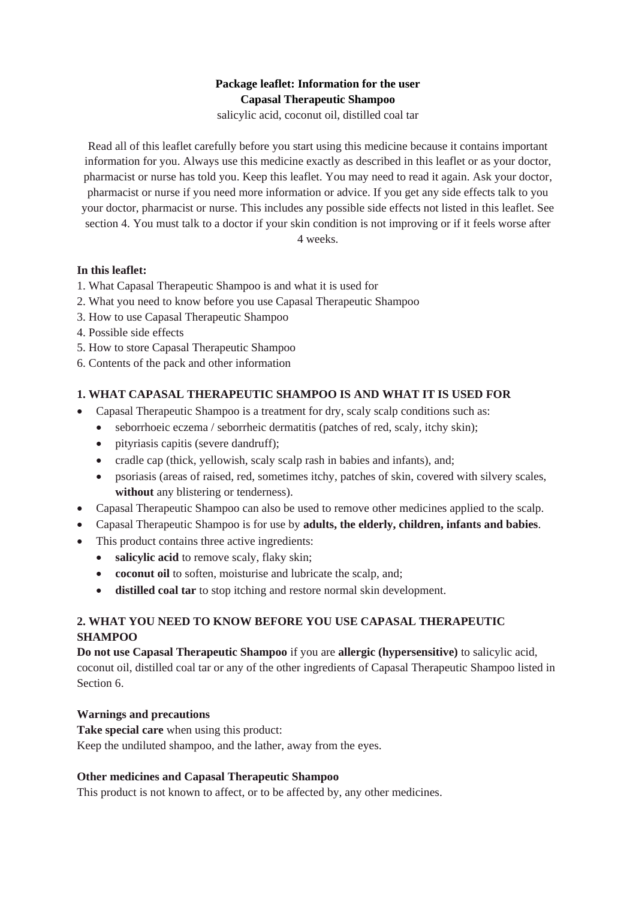**Package leaflet: Information for the user**
**Capasal Therapeutic Shampoo**
salicylic acid, coconut oil, distilled coal tar

Read all of this leaflet carefully before you start using this medicine because it contains important information for you. Always use this medicine exactly as described in this leaflet or as your doctor, pharmacist or nurse has told you. Keep this leaflet. You may need to read it again. Ask your doctor, pharmacist or nurse if you need more information or advice. If you get any side effects talk to you your doctor, pharmacist or nurse. This includes any possible side effects not listed in this leaflet. See section 4. You must talk to a doctor if your skin condition is not improving or if it feels worse after 4 weeks.

**In this leaflet:**

1. What Capasal Therapeutic Shampoo is and what it is used for
2. What you need to know before you use Capasal Therapeutic Shampoo
3. How to use Capasal Therapeutic Shampoo
4. Possible side effects
5. How to store Capasal Therapeutic Shampoo
6. Contents of the pack and other information

## 1. WHAT CAPASAL THERAPEUTIC SHAMPOO IS AND WHAT IT IS USED FOR

- Capasal Therapeutic Shampoo is a treatment for dry, scaly scalp conditions such as:
  - seborrhoeic eczema / seborrheic dermatitis (patches of red, scaly, itchy skin);
  - pityriasis capitis (severe dandruff);
  - cradle cap (thick, yellowish, scaly scalp rash in babies and infants), and;
  - psoriasis (areas of raised, red, sometimes itchy, patches of skin, covered with silvery scales, **without** any blistering or tenderness).
- Capasal Therapeutic Shampoo can also be used to remove other medicines applied to the scalp.
- Capasal Therapeutic Shampoo is for use by **adults, the elderly, children, infants and babies**.
- This product contains three active ingredients:
  - **salicylic acid** to remove scaly, flaky skin;
  - **coconut oil** to soften, moisturise and lubricate the scalp, and;
  - **distilled coal tar** to stop itching and restore normal skin development.

## 2. WHAT YOU NEED TO KNOW BEFORE YOU USE CAPASAL THERAPEUTIC SHAMPOO

**Do not use Capasal Therapeutic Shampoo** if you are **allergic (hypersensitive)** to salicylic acid, coconut oil, distilled coal tar or any of the other ingredients of Capasal Therapeutic Shampoo listed in Section 6.

**Warnings and precautions**

**Take special care** when using this product:
Keep the undiluted shampoo, and the lather, away from the eyes.

**Other medicines and Capasal Therapeutic Shampoo**

This product is not known to affect, or to be affected by, any other medicines.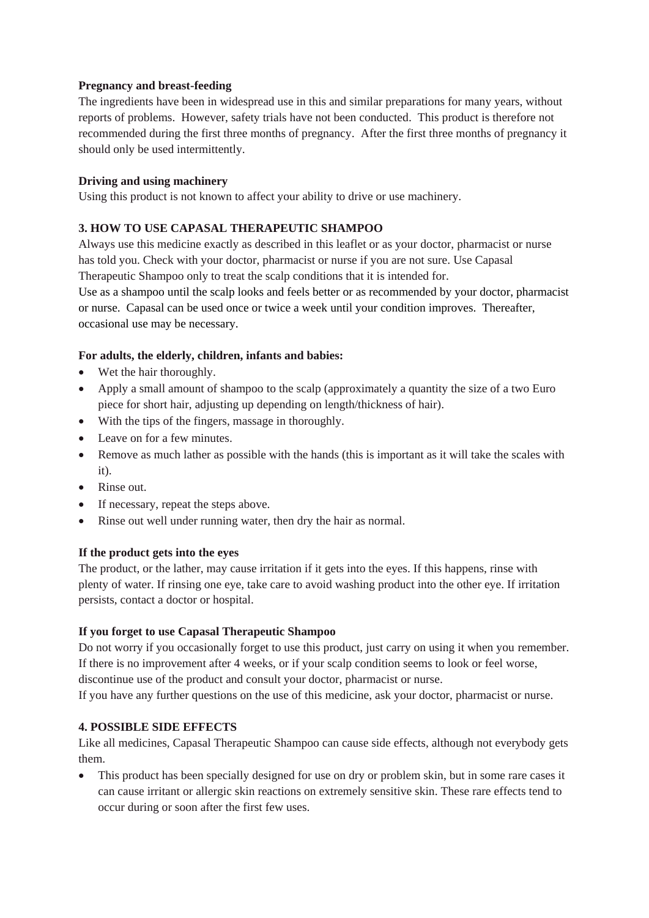**Pregnancy and breast-feeding**

The ingredients have been in widespread use in this and similar preparations for many years, without reports of problems. However, safety trials have not been conducted. This product is therefore not recommended during the first three months of pregnancy. After the first three months of pregnancy it should only be used intermittently.

**Driving and using machinery**

Using this product is not known to affect your ability to drive or use machinery.

## 3. HOW TO USE CAPASAL THERAPEUTIC SHAMPOO

Always use this medicine exactly as described in this leaflet or as your doctor, pharmacist or nurse has told you. Check with your doctor, pharmacist or nurse if you are not sure. Use Capasal Therapeutic Shampoo only to treat the scalp conditions that it is intended for.

Use as a shampoo until the scalp looks and feels better or as recommended by your doctor, pharmacist or nurse. Capasal can be used once or twice a week until your condition improves. Thereafter, occasional use may be necessary.

**For adults, the elderly, children, infants and babies:**

- Wet the hair thoroughly.
- Apply a small amount of shampoo to the scalp (approximately a quantity the size of a two Euro piece for short hair, adjusting up depending on length/thickness of hair).
- With the tips of the fingers, massage in thoroughly.
- Leave on for a few minutes.
- Remove as much lather as possible with the hands (this is important as it will take the scales with it).
- Rinse out.
- If necessary, repeat the steps above.
- Rinse out well under running water, then dry the hair as normal.

**If the product gets into the eyes**

The product, or the lather, may cause irritation if it gets into the eyes. If this happens, rinse with plenty of water. If rinsing one eye, take care to avoid washing product into the other eye. If irritation persists, contact a doctor or hospital.

**If you forget to use Capasal Therapeutic Shampoo**

Do not worry if you occasionally forget to use this product, just carry on using it when you remember. If there is no improvement after 4 weeks, or if your scalp condition seems to look or feel worse, discontinue use of the product and consult your doctor, pharmacist or nurse.

If you have any further questions on the use of this medicine, ask your doctor, pharmacist or nurse.

## 4. POSSIBLE SIDE EFFECTS

Like all medicines, Capasal Therapeutic Shampoo can cause side effects, although not everybody gets them.

- This product has been specially designed for use on dry or problem skin, but in some rare cases it can cause irritant or allergic skin reactions on extremely sensitive skin. These rare effects tend to occur during or soon after the first few uses.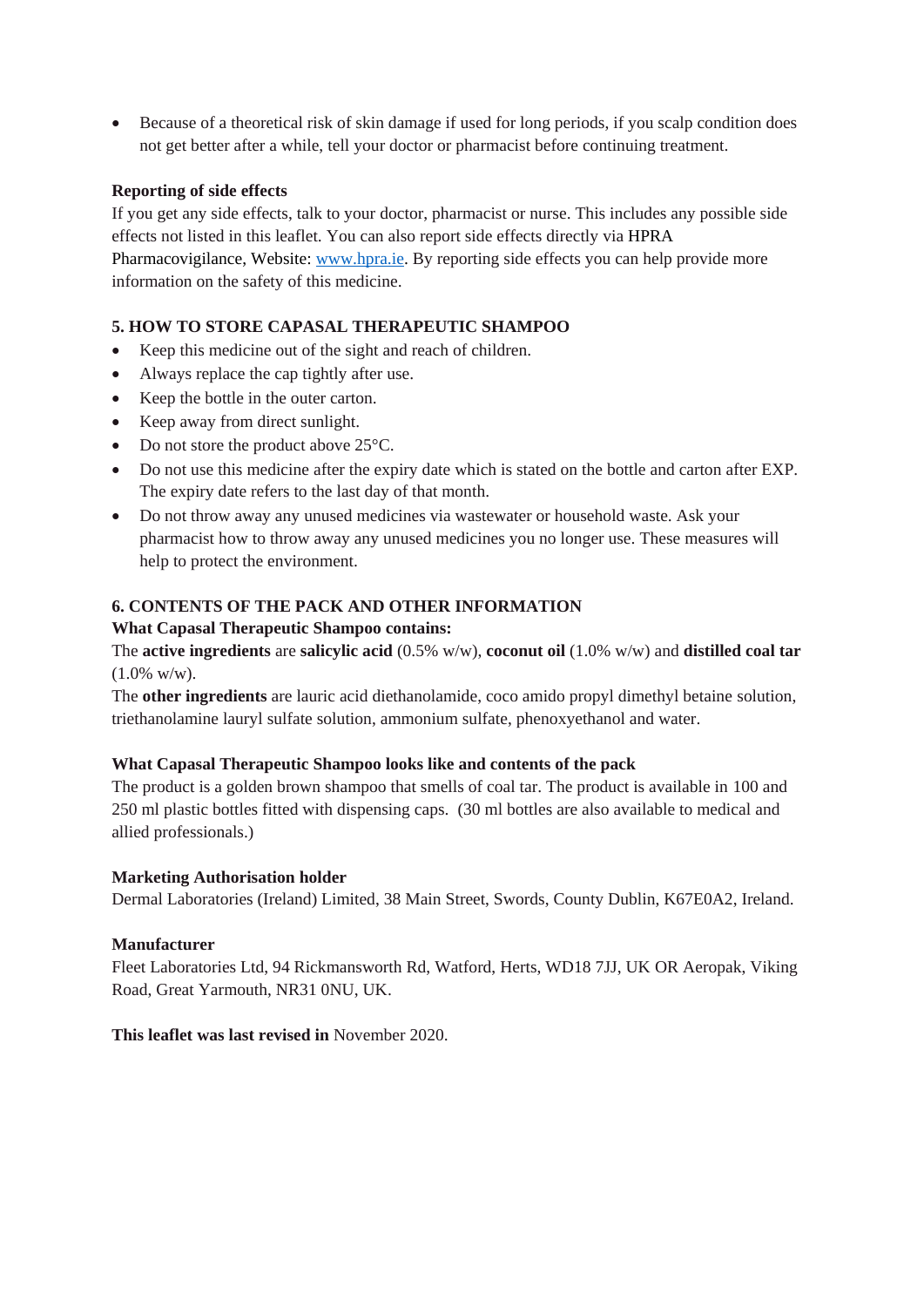- Because of a theoretical risk of skin damage if used for long periods, if you scalp condition does not get better after a while, tell your doctor or pharmacist before continuing treatment.

**Reporting of side effects**

If you get any side effects, talk to your doctor, pharmacist or nurse. This includes any possible side effects not listed in this leaflet. You can also report side effects directly via HPRA Pharmacovigilance, Website: [www.hpra.ie](http://www.hpra.ie). By reporting side effects you can help provide more information on the safety of this medicine.

## 5. HOW TO STORE CAPASAL THERAPEUTIC SHAMPOO

- Keep this medicine out of the sight and reach of children.
- Always replace the cap tightly after use.
- Keep the bottle in the outer carton.
- Keep away from direct sunlight.
- Do not store the product above 25°C.
- Do not use this medicine after the expiry date which is stated on the bottle and carton after EXP. The expiry date refers to the last day of that month.
- Do not throw away any unused medicines via wastewater or household waste. Ask your pharmacist how to throw away any unused medicines you no longer use. These measures will help to protect the environment.

## 6. CONTENTS OF THE PACK AND OTHER INFORMATION

**What Capasal Therapeutic Shampoo contains:**

The **active ingredients** are **salicylic acid** (0.5% w/w), **coconut oil** (1.0% w/w) and **distilled coal tar** (1.0% w/w).

The **other ingredients** are lauric acid diethanolamide, coco amido propyl dimethyl betaine solution, triethanolamine lauryl sulfate solution, ammonium sulfate, phenoxyethanol and water.

**What Capasal Therapeutic Shampoo looks like and contents of the pack**

The product is a golden brown shampoo that smells of coal tar. The product is available in 100 and 250 ml plastic bottles fitted with dispensing caps. (30 ml bottles are also available to medical and allied professionals.)

**Marketing Authorisation holder**

Dermal Laboratories (Ireland) Limited, 38 Main Street, Swords, County Dublin, K67E0A2, Ireland.

**Manufacturer**

Fleet Laboratories Ltd, 94 Rickmansworth Rd, Watford, Herts, WD18 7JJ, UK OR Aeropak, Viking Road, Great Yarmouth, NR31 0NU, UK.

**This leaflet was last revised in** November 2020.